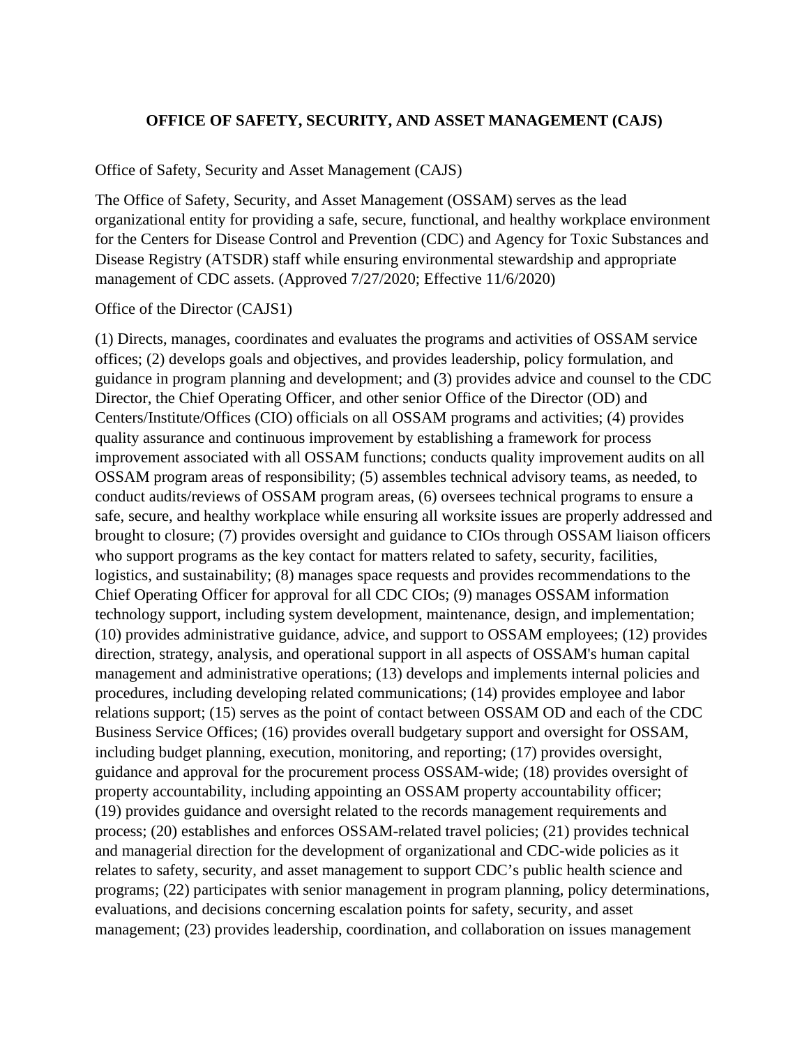# OFFICE OF SAFETY, SECURITY, AND ASSET MANAGEMENT (CAJS)

Office of Safety, Security and Asset Management (CAJS)

The Office of Safety, Security, and Asset Management (OSSAM) serves as the lead organizational entity for providing a safe, secure, functional, and healthy workplace environment for the Centers for Disease Control and Prevention (CDC) and Agency for Toxic Substances and Disease Registry (ATSDR) staff while ensuring environmental stewardship and appropriate management of CDC assets. (Approved 7/27/2020; Effective 11/6/2020)

Office of the Director (CAJS1)

(1) Directs, manages, coordinates and evaluates the programs and activities of OSSAM service offices; (2) develops goals and objectives, and provides leadership, policy formulation, and guidance in program planning and development; and (3) provides advice and counsel to the CDC Director, the Chief Operating Officer, and other senior Office of the Director (OD) and Centers/Institute/Offices (CIO) officials on all OSSAM programs and activities; (4) provides quality assurance and continuous improvement by establishing a framework for process improvement associated with all OSSAM functions; conducts quality improvement audits on all OSSAM program areas of responsibility; (5) assembles technical advisory teams, as needed, to conduct audits/reviews of OSSAM program areas, (6) oversees technical programs to ensure a safe, secure, and healthy workplace while ensuring all worksite issues are properly addressed and brought to closure; (7) provides oversight and guidance to CIOs through OSSAM liaison officers who support programs as the key contact for matters related to safety, security, facilities, logistics, and sustainability; (8) manages space requests and provides recommendations to the Chief Operating Officer for approval for all CDC CIOs; (9) manages OSSAM information technology support, including system development, maintenance, design, and implementation; (10) provides administrative guidance, advice, and support to OSSAM employees; (12) provides direction, strategy, analysis, and operational support in all aspects of OSSAM's human capital management and administrative operations; (13) develops and implements internal policies and procedures, including developing related communications; (14) provides employee and labor relations support; (15) serves as the point of contact between OSSAM OD and each of the CDC Business Service Offices; (16) provides overall budgetary support and oversight for OSSAM, including budget planning, execution, monitoring, and reporting; (17) provides oversight, guidance and approval for the procurement process OSSAM-wide; (18) provides oversight of property accountability, including appointing an OSSAM property accountability officer; (19) provides guidance and oversight related to the records management requirements and process; (20) establishes and enforces OSSAM-related travel policies; (21) provides technical and managerial direction for the development of organizational and CDC-wide policies as it relates to safety, security, and asset management to support CDC's public health science and programs; (22) participates with senior management in program planning, policy determinations, evaluations, and decisions concerning escalation points for safety, security, and asset management; (23) provides leadership, coordination, and collaboration on issues management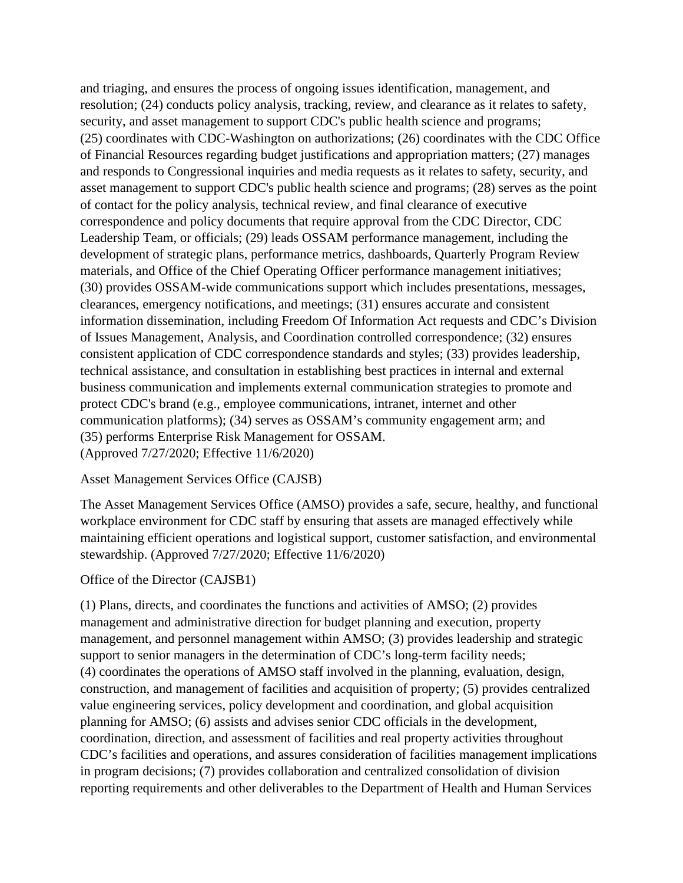and triaging, and ensures the process of ongoing issues identification, management, and resolution; (24) conducts policy analysis, tracking, review, and clearance as it relates to safety, security, and asset management to support CDC's public health science and programs; (25) coordinates with CDC-Washington on authorizations; (26) coordinates with the CDC Office of Financial Resources regarding budget justifications and appropriation matters; (27) manages and responds to Congressional inquiries and media requests as it relates to safety, security, and asset management to support CDC's public health science and programs; (28) serves as the point of contact for the policy analysis, technical review, and final clearance of executive correspondence and policy documents that require approval from the CDC Director, CDC Leadership Team, or officials; (29) leads OSSAM performance management, including the development of strategic plans, performance metrics, dashboards, Quarterly Program Review materials, and Office of the Chief Operating Officer performance management initiatives; (30) provides OSSAM-wide communications support which includes presentations, messages, clearances, emergency notifications, and meetings; (31) ensures accurate and consistent information dissemination, including Freedom Of Information Act requests and CDC's Division of Issues Management, Analysis, and Coordination controlled correspondence; (32) ensures consistent application of CDC correspondence standards and styles; (33) provides leadership, technical assistance, and consultation in establishing best practices in internal and external business communication and implements external communication strategies to promote and protect CDC's brand (e.g., employee communications, intranet, internet and other communication platforms); (34) serves as OSSAM's community engagement arm; and (35) performs Enterprise Risk Management for OSSAM.
(Approved 7/27/2020; Effective 11/6/2020)

Asset Management Services Office (CAJSB)

The Asset Management Services Office (AMSO) provides a safe, secure, healthy, and functional workplace environment for CDC staff by ensuring that assets are managed effectively while maintaining efficient operations and logistical support, customer satisfaction, and environmental stewardship. (Approved 7/27/2020; Effective 11/6/2020)

Office of the Director (CAJSB1)

(1) Plans, directs, and coordinates the functions and activities of AMSO; (2) provides management and administrative direction for budget planning and execution, property management, and personnel management within AMSO; (3) provides leadership and strategic support to senior managers in the determination of CDC's long-term facility needs; (4) coordinates the operations of AMSO staff involved in the planning, evaluation, design, construction, and management of facilities and acquisition of property; (5) provides centralized value engineering services, policy development and coordination, and global acquisition planning for AMSO; (6) assists and advises senior CDC officials in the development, coordination, direction, and assessment of facilities and real property activities throughout CDC's facilities and operations, and assures consideration of facilities management implications in program decisions; (7) provides collaboration and centralized consolidation of division reporting requirements and other deliverables to the Department of Health and Human Services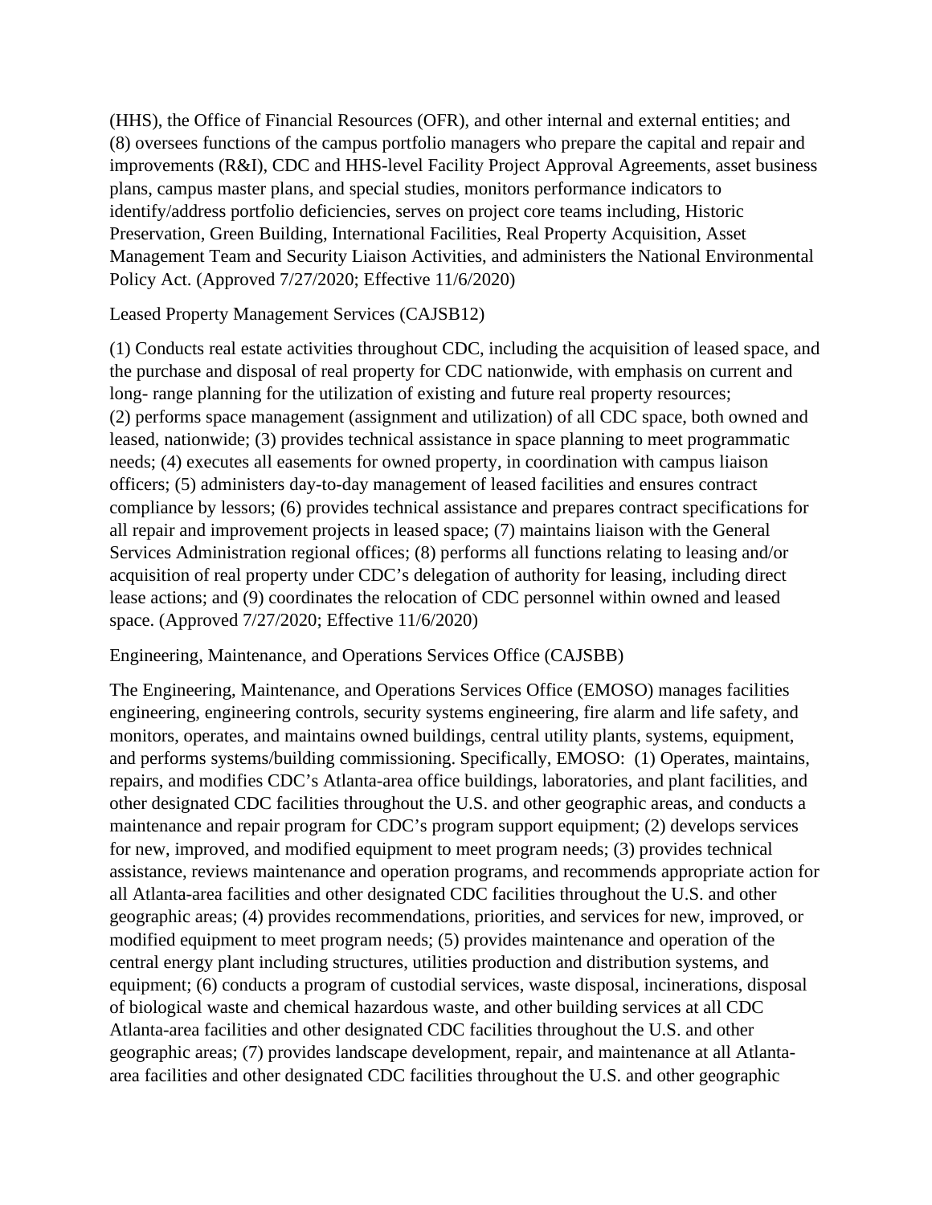(HHS), the Office of Financial Resources (OFR), and other internal and external entities; and (8) oversees functions of the campus portfolio managers who prepare the capital and repair and improvements (R&I), CDC and HHS-level Facility Project Approval Agreements, asset business plans, campus master plans, and special studies, monitors performance indicators to identify/address portfolio deficiencies, serves on project core teams including, Historic Preservation, Green Building, International Facilities, Real Property Acquisition, Asset Management Team and Security Liaison Activities, and administers the National Environmental Policy Act. (Approved 7/27/2020; Effective 11/6/2020)

Leased Property Management Services (CAJSB12)

(1) Conducts real estate activities throughout CDC, including the acquisition of leased space, and the purchase and disposal of real property for CDC nationwide, with emphasis on current and long- range planning for the utilization of existing and future real property resources; (2) performs space management (assignment and utilization) of all CDC space, both owned and leased, nationwide; (3) provides technical assistance in space planning to meet programmatic needs; (4) executes all easements for owned property, in coordination with campus liaison officers; (5) administers day-to-day management of leased facilities and ensures contract compliance by lessors; (6) provides technical assistance and prepares contract specifications for all repair and improvement projects in leased space; (7) maintains liaison with the General Services Administration regional offices; (8) performs all functions relating to leasing and/or acquisition of real property under CDC's delegation of authority for leasing, including direct lease actions; and (9) coordinates the relocation of CDC personnel within owned and leased space. (Approved 7/27/2020; Effective 11/6/2020)

Engineering, Maintenance, and Operations Services Office (CAJSBB)

The Engineering, Maintenance, and Operations Services Office (EMOSO) manages facilities engineering, engineering controls, security systems engineering, fire alarm and life safety, and monitors, operates, and maintains owned buildings, central utility plants, systems, equipment, and performs systems/building commissioning. Specifically, EMOSO: (1) Operates, maintains, repairs, and modifies CDC's Atlanta-area office buildings, laboratories, and plant facilities, and other designated CDC facilities throughout the U.S. and other geographic areas, and conducts a maintenance and repair program for CDC's program support equipment; (2) develops services for new, improved, and modified equipment to meet program needs; (3) provides technical assistance, reviews maintenance and operation programs, and recommends appropriate action for all Atlanta-area facilities and other designated CDC facilities throughout the U.S. and other geographic areas; (4) provides recommendations, priorities, and services for new, improved, or modified equipment to meet program needs; (5) provides maintenance and operation of the central energy plant including structures, utilities production and distribution systems, and equipment; (6) conducts a program of custodial services, waste disposal, incinerations, disposal of biological waste and chemical hazardous waste, and other building services at all CDC Atlanta-area facilities and other designated CDC facilities throughout the U.S. and other geographic areas; (7) provides landscape development, repair, and maintenance at all Atlanta-area facilities and other designated CDC facilities throughout the U.S. and other geographic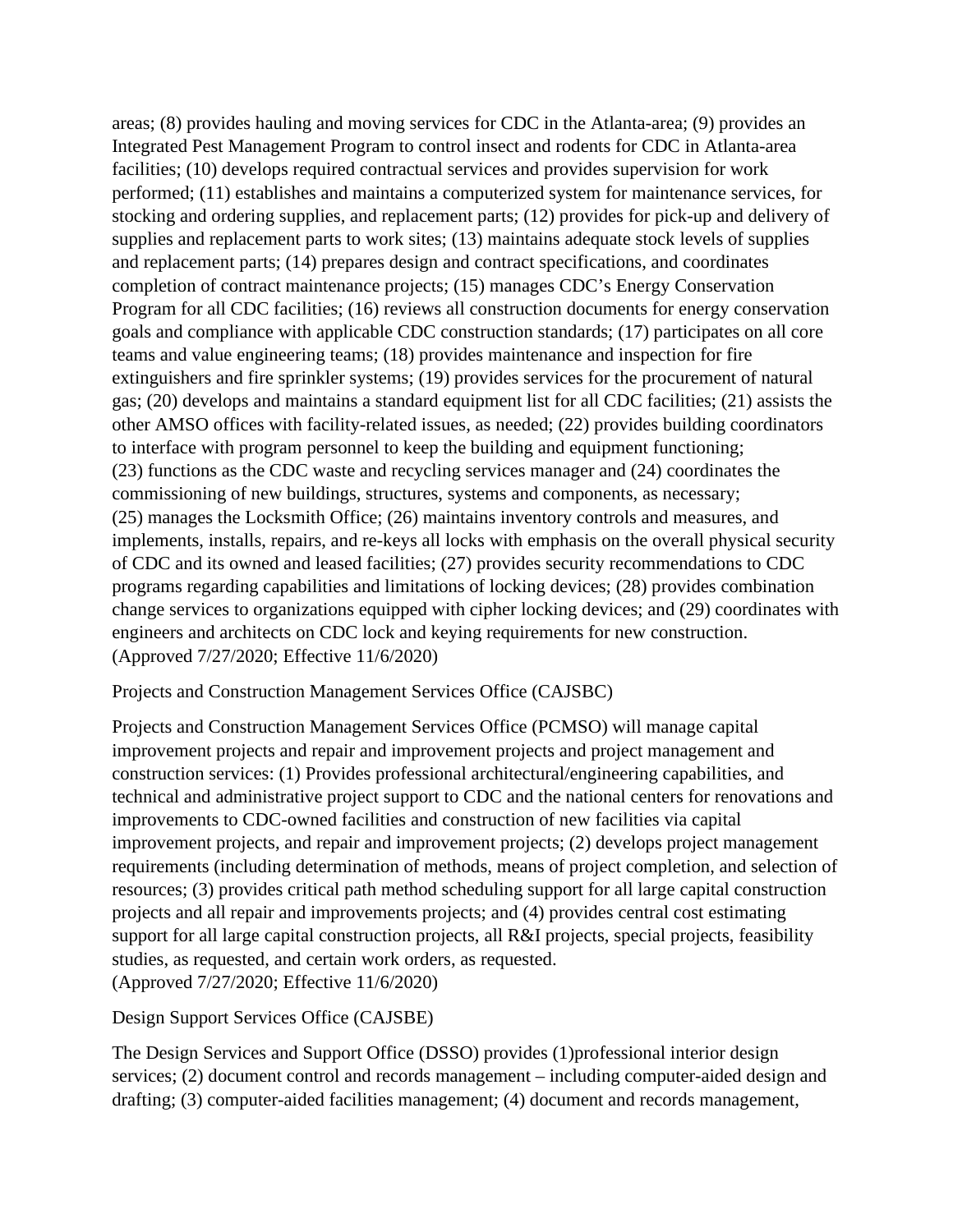areas; (8) provides hauling and moving services for CDC in the Atlanta-area; (9) provides an Integrated Pest Management Program to control insect and rodents for CDC in Atlanta-area facilities; (10) develops required contractual services and provides supervision for work performed; (11) establishes and maintains a computerized system for maintenance services, for stocking and ordering supplies, and replacement parts; (12) provides for pick-up and delivery of supplies and replacement parts to work sites; (13) maintains adequate stock levels of supplies and replacement parts; (14) prepares design and contract specifications, and coordinates completion of contract maintenance projects; (15) manages CDC's Energy Conservation Program for all CDC facilities; (16) reviews all construction documents for energy conservation goals and compliance with applicable CDC construction standards; (17) participates on all core teams and value engineering teams; (18) provides maintenance and inspection for fire extinguishers and fire sprinkler systems; (19) provides services for the procurement of natural gas; (20) develops and maintains a standard equipment list for all CDC facilities; (21) assists the other AMSO offices with facility-related issues, as needed; (22) provides building coordinators to interface with program personnel to keep the building and equipment functioning; (23) functions as the CDC waste and recycling services manager and (24) coordinates the commissioning of new buildings, structures, systems and components, as necessary; (25) manages the Locksmith Office; (26) maintains inventory controls and measures, and implements, installs, repairs, and re-keys all locks with emphasis on the overall physical security of CDC and its owned and leased facilities; (27) provides security recommendations to CDC programs regarding capabilities and limitations of locking devices; (28) provides combination change services to organizations equipped with cipher locking devices; and (29) coordinates with engineers and architects on CDC lock and keying requirements for new construction.
(Approved 7/27/2020; Effective 11/6/2020)

Projects and Construction Management Services Office (CAJSBC)

Projects and Construction Management Services Office (PCMSO) will manage capital improvement projects and repair and improvement projects and project management and construction services: (1) Provides professional architectural/engineering capabilities, and technical and administrative project support to CDC and the national centers for renovations and improvements to CDC-owned facilities and construction of new facilities via capital improvement projects, and repair and improvement projects; (2) develops project management requirements (including determination of methods, means of project completion, and selection of resources; (3) provides critical path method scheduling support for all large capital construction projects and all repair and improvements projects; and (4) provides central cost estimating support for all large capital construction projects, all R&I projects, special projects, feasibility studies, as requested, and certain work orders, as requested.
(Approved 7/27/2020; Effective 11/6/2020)

Design Support Services Office (CAJSBE)

The Design Services and Support Office (DSSO) provides (1)professional interior design services; (2) document control and records management – including computer-aided design and drafting; (3) computer-aided facilities management; (4) document and records management,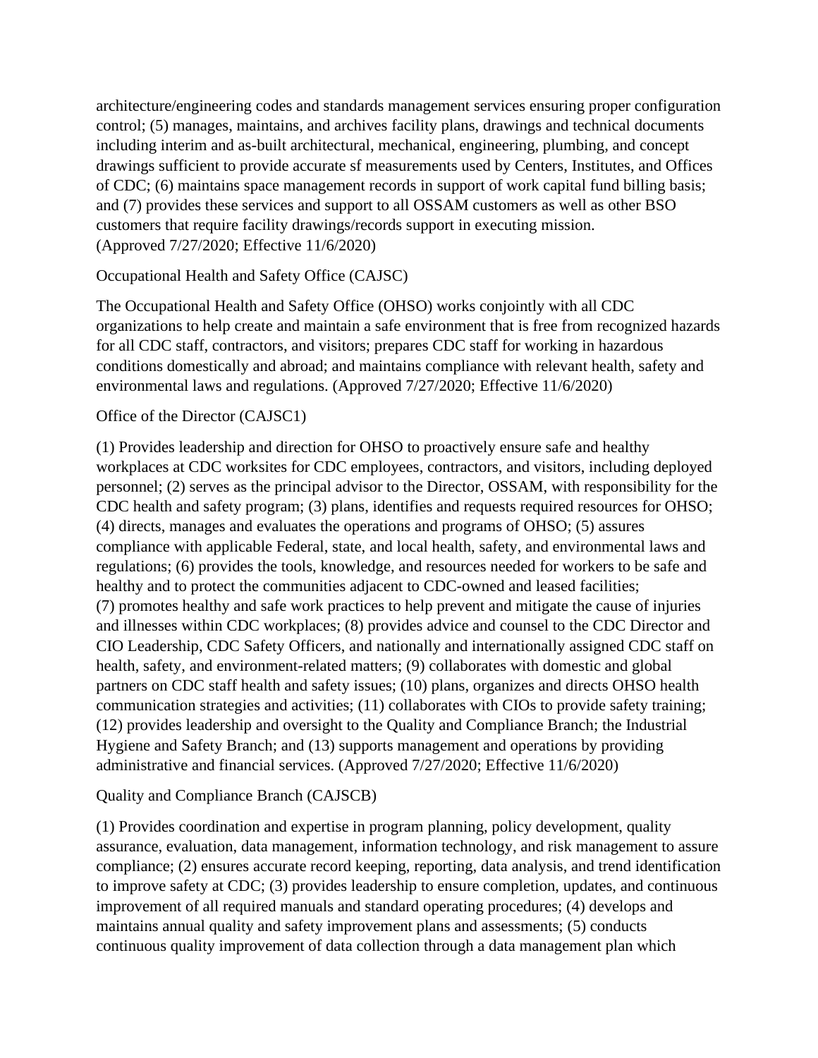architecture/engineering codes and standards management services ensuring proper configuration control; (5) manages, maintains, and archives facility plans, drawings and technical documents including interim and as-built architectural, mechanical, engineering, plumbing, and concept drawings sufficient to provide accurate sf measurements used by Centers, Institutes, and Offices of CDC; (6) maintains space management records in support of work capital fund billing basis; and (7) provides these services and support to all OSSAM customers as well as other BSO customers that require facility drawings/records support in executing mission. (Approved 7/27/2020; Effective 11/6/2020)

Occupational Health and Safety Office (CAJSC)

The Occupational Health and Safety Office (OHSO) works conjointly with all CDC organizations to help create and maintain a safe environment that is free from recognized hazards for all CDC staff, contractors, and visitors; prepares CDC staff for working in hazardous conditions domestically and abroad; and maintains compliance with relevant health, safety and environmental laws and regulations. (Approved 7/27/2020; Effective 11/6/2020)

Office of the Director (CAJSC1)

(1) Provides leadership and direction for OHSO to proactively ensure safe and healthy workplaces at CDC worksites for CDC employees, contractors, and visitors, including deployed personnel; (2) serves as the principal advisor to the Director, OSSAM, with responsibility for the CDC health and safety program; (3) plans, identifies and requests required resources for OHSO; (4) directs, manages and evaluates the operations and programs of OHSO; (5) assures compliance with applicable Federal, state, and local health, safety, and environmental laws and regulations; (6) provides the tools, knowledge, and resources needed for workers to be safe and healthy and to protect the communities adjacent to CDC-owned and leased facilities; (7) promotes healthy and safe work practices to help prevent and mitigate the cause of injuries and illnesses within CDC workplaces; (8) provides advice and counsel to the CDC Director and CIO Leadership, CDC Safety Officers, and nationally and internationally assigned CDC staff on health, safety, and environment-related matters; (9) collaborates with domestic and global partners on CDC staff health and safety issues; (10) plans, organizes and directs OHSO health communication strategies and activities; (11) collaborates with CIOs to provide safety training; (12) provides leadership and oversight to the Quality and Compliance Branch; the Industrial Hygiene and Safety Branch; and (13) supports management and operations by providing administrative and financial services. (Approved 7/27/2020; Effective 11/6/2020)

Quality and Compliance Branch (CAJSCB)

(1) Provides coordination and expertise in program planning, policy development, quality assurance, evaluation, data management, information technology, and risk management to assure compliance; (2) ensures accurate record keeping, reporting, data analysis, and trend identification to improve safety at CDC; (3) provides leadership to ensure completion, updates, and continuous improvement of all required manuals and standard operating procedures; (4) develops and maintains annual quality and safety improvement plans and assessments; (5) conducts continuous quality improvement of data collection through a data management plan which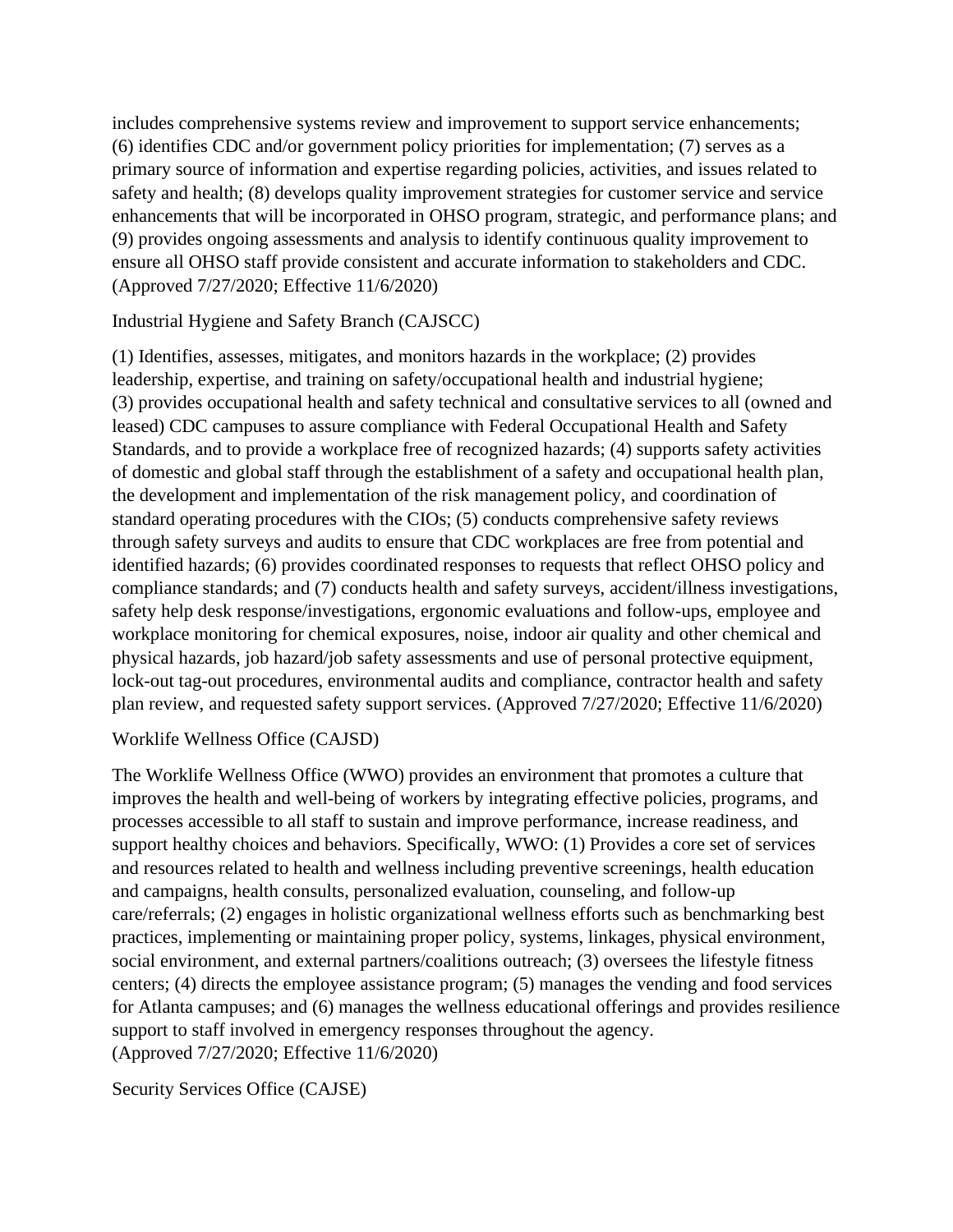includes comprehensive systems review and improvement to support service enhancements; (6) identifies CDC and/or government policy priorities for implementation; (7) serves as a primary source of information and expertise regarding policies, activities, and issues related to safety and health; (8) develops quality improvement strategies for customer service and service enhancements that will be incorporated in OHSO program, strategic, and performance plans; and (9) provides ongoing assessments and analysis to identify continuous quality improvement to ensure all OHSO staff provide consistent and accurate information to stakeholders and CDC. (Approved 7/27/2020; Effective 11/6/2020)

Industrial Hygiene and Safety Branch (CAJSCC)

(1) Identifies, assesses, mitigates, and monitors hazards in the workplace; (2) provides leadership, expertise, and training on safety/occupational health and industrial hygiene; (3) provides occupational health and safety technical and consultative services to all (owned and leased) CDC campuses to assure compliance with Federal Occupational Health and Safety Standards, and to provide a workplace free of recognized hazards; (4) supports safety activities of domestic and global staff through the establishment of a safety and occupational health plan, the development and implementation of the risk management policy, and coordination of standard operating procedures with the CIOs; (5) conducts comprehensive safety reviews through safety surveys and audits to ensure that CDC workplaces are free from potential and identified hazards; (6) provides coordinated responses to requests that reflect OHSO policy and compliance standards; and (7) conducts health and safety surveys, accident/illness investigations, safety help desk response/investigations, ergonomic evaluations and follow-ups, employee and workplace monitoring for chemical exposures, noise, indoor air quality and other chemical and physical hazards, job hazard/job safety assessments and use of personal protective equipment, lock-out tag-out procedures, environmental audits and compliance, contractor health and safety plan review, and requested safety support services. (Approved 7/27/2020; Effective 11/6/2020)

Worklife Wellness Office (CAJSD)

The Worklife Wellness Office (WWO) provides an environment that promotes a culture that improves the health and well-being of workers by integrating effective policies, programs, and processes accessible to all staff to sustain and improve performance, increase readiness, and support healthy choices and behaviors. Specifically, WWO: (1) Provides a core set of services and resources related to health and wellness including preventive screenings, health education and campaigns, health consults, personalized evaluation, counseling, and follow-up care/referrals; (2) engages in holistic organizational wellness efforts such as benchmarking best practices, implementing or maintaining proper policy, systems, linkages, physical environment, social environment, and external partners/coalitions outreach; (3) oversees the lifestyle fitness centers; (4) directs the employee assistance program; (5) manages the vending and food services for Atlanta campuses; and (6) manages the wellness educational offerings and provides resilience support to staff involved in emergency responses throughout the agency. (Approved 7/27/2020; Effective 11/6/2020)

Security Services Office (CAJSE)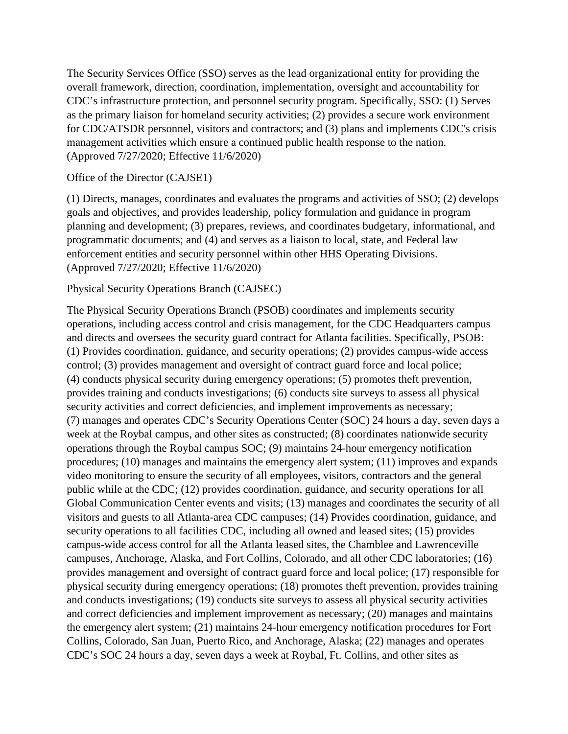The Security Services Office (SSO) serves as the lead organizational entity for providing the overall framework, direction, coordination, implementation, oversight and accountability for CDC's infrastructure protection, and personnel security program. Specifically, SSO: (1) Serves as the primary liaison for homeland security activities; (2) provides a secure work environment for CDC/ATSDR personnel, visitors and contractors; and (3) plans and implements CDC's crisis management activities which ensure a continued public health response to the nation. (Approved 7/27/2020; Effective 11/6/2020)

Office of the Director (CAJSE1)

(1) Directs, manages, coordinates and evaluates the programs and activities of SSO; (2) develops goals and objectives, and provides leadership, policy formulation and guidance in program planning and development; (3) prepares, reviews, and coordinates budgetary, informational, and programmatic documents; and (4) and serves as a liaison to local, state, and Federal law enforcement entities and security personnel within other HHS Operating Divisions. (Approved 7/27/2020; Effective 11/6/2020)

Physical Security Operations Branch (CAJSEC)

The Physical Security Operations Branch (PSOB) coordinates and implements security operations, including access control and crisis management, for the CDC Headquarters campus and directs and oversees the security guard contract for Atlanta facilities. Specifically, PSOB: (1) Provides coordination, guidance, and security operations; (2) provides campus-wide access control; (3) provides management and oversight of contract guard force and local police; (4) conducts physical security during emergency operations; (5) promotes theft prevention, provides training and conducts investigations; (6) conducts site surveys to assess all physical security activities and correct deficiencies, and implement improvements as necessary; (7) manages and operates CDC's Security Operations Center (SOC) 24 hours a day, seven days a week at the Roybal campus, and other sites as constructed; (8) coordinates nationwide security operations through the Roybal campus SOC; (9) maintains 24-hour emergency notification procedures; (10) manages and maintains the emergency alert system; (11) improves and expands video monitoring to ensure the security of all employees, visitors, contractors and the general public while at the CDC; (12) provides coordination, guidance, and security operations for all Global Communication Center events and visits; (13) manages and coordinates the security of all visitors and guests to all Atlanta-area CDC campuses; (14) Provides coordination, guidance, and security operations to all facilities CDC, including all owned and leased sites; (15) provides campus-wide access control for all the Atlanta leased sites, the Chamblee and Lawrenceville campuses, Anchorage, Alaska, and Fort Collins, Colorado, and all other CDC laboratories; (16) provides management and oversight of contract guard force and local police; (17) responsible for physical security during emergency operations; (18) promotes theft prevention, provides training and conducts investigations; (19) conducts site surveys to assess all physical security activities and correct deficiencies and implement improvement as necessary; (20) manages and maintains the emergency alert system; (21) maintains 24-hour emergency notification procedures for Fort Collins, Colorado, San Juan, Puerto Rico, and Anchorage, Alaska; (22) manages and operates CDC's SOC 24 hours a day, seven days a week at Roybal, Ft. Collins, and other sites as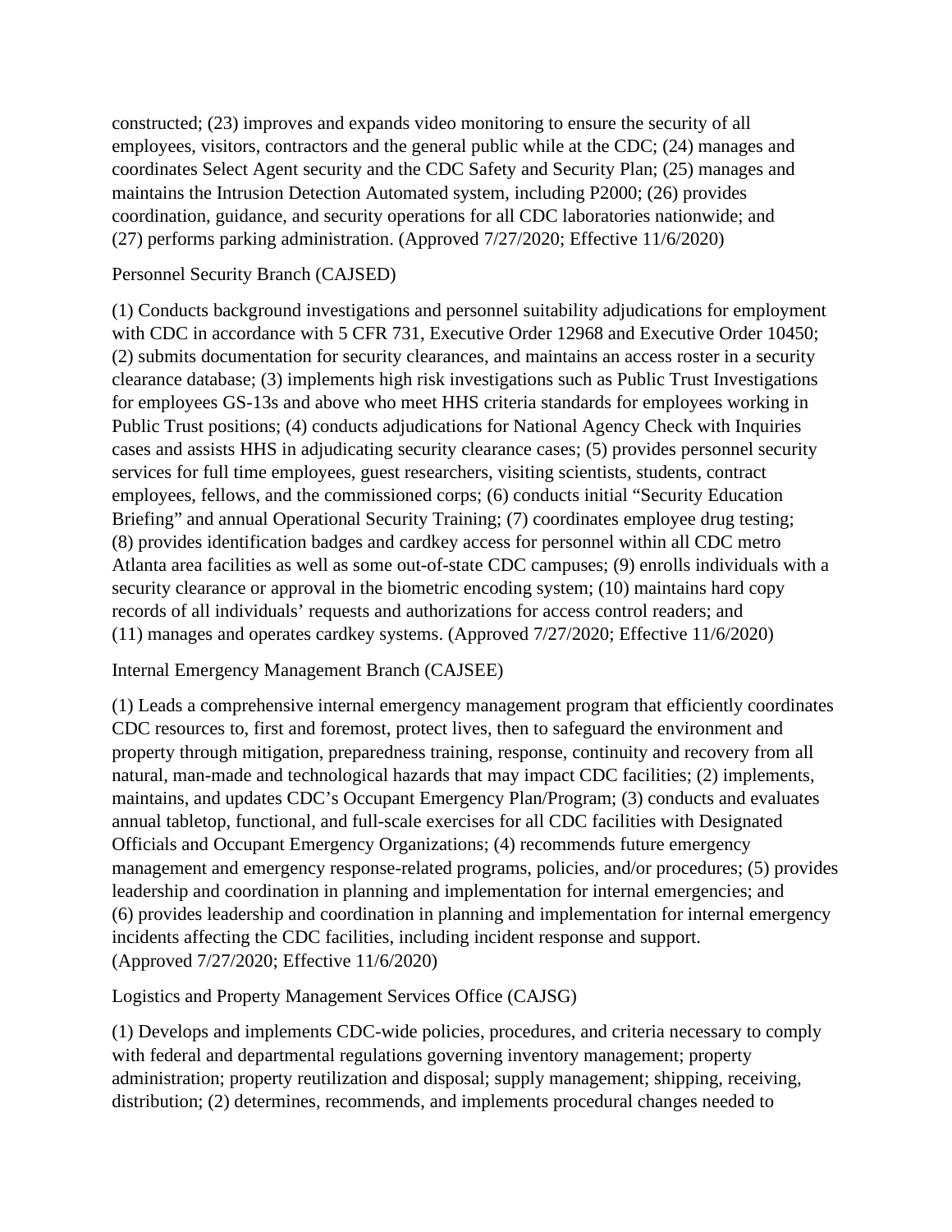constructed; (23) improves and expands video monitoring to ensure the security of all employees, visitors, contractors and the general public while at the CDC; (24) manages and coordinates Select Agent security and the CDC Safety and Security Plan; (25) manages and maintains the Intrusion Detection Automated system, including P2000; (26) provides coordination, guidance, and security operations for all CDC laboratories nationwide; and (27) performs parking administration. (Approved 7/27/2020; Effective 11/6/2020)

Personnel Security Branch (CAJSED)

(1) Conducts background investigations and personnel suitability adjudications for employment with CDC in accordance with 5 CFR 731, Executive Order 12968 and Executive Order 10450; (2) submits documentation for security clearances, and maintains an access roster in a security clearance database; (3) implements high risk investigations such as Public Trust Investigations for employees GS-13s and above who meet HHS criteria standards for employees working in Public Trust positions; (4) conducts adjudications for National Agency Check with Inquiries cases and assists HHS in adjudicating security clearance cases; (5) provides personnel security services for full time employees, guest researchers, visiting scientists, students, contract employees, fellows, and the commissioned corps; (6) conducts initial "Security Education Briefing" and annual Operational Security Training; (7) coordinates employee drug testing; (8) provides identification badges and cardkey access for personnel within all CDC metro Atlanta area facilities as well as some out-of-state CDC campuses; (9) enrolls individuals with a security clearance or approval in the biometric encoding system; (10) maintains hard copy records of all individuals' requests and authorizations for access control readers; and (11) manages and operates cardkey systems. (Approved 7/27/2020; Effective 11/6/2020)

Internal Emergency Management Branch (CAJSEE)

(1) Leads a comprehensive internal emergency management program that efficiently coordinates CDC resources to, first and foremost, protect lives, then to safeguard the environment and property through mitigation, preparedness training, response, continuity and recovery from all natural, man-made and technological hazards that may impact CDC facilities; (2) implements, maintains, and updates CDC's Occupant Emergency Plan/Program; (3) conducts and evaluates annual tabletop, functional, and full-scale exercises for all CDC facilities with Designated Officials and Occupant Emergency Organizations; (4) recommends future emergency management and emergency response-related programs, policies, and/or procedures; (5) provides leadership and coordination in planning and implementation for internal emergencies; and (6) provides leadership and coordination in planning and implementation for internal emergency incidents affecting the CDC facilities, including incident response and support. (Approved 7/27/2020; Effective 11/6/2020)

Logistics and Property Management Services Office (CAJSG)

(1) Develops and implements CDC-wide policies, procedures, and criteria necessary to comply with federal and departmental regulations governing inventory management; property administration; property reutilization and disposal; supply management; shipping, receiving, distribution; (2) determines, recommends, and implements procedural changes needed to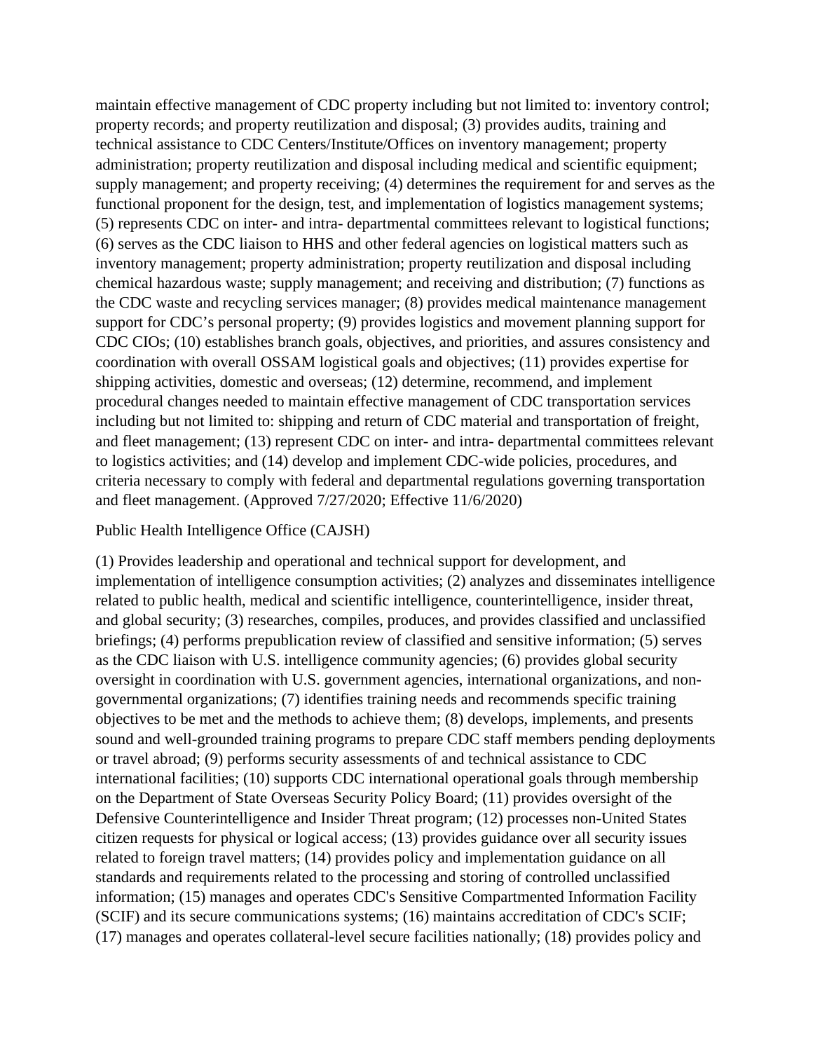maintain effective management of CDC property including but not limited to: inventory control; property records; and property reutilization and disposal; (3) provides audits, training and technical assistance to CDC Centers/Institute/Offices on inventory management; property administration; property reutilization and disposal including medical and scientific equipment; supply management; and property receiving; (4) determines the requirement for and serves as the functional proponent for the design, test, and implementation of logistics management systems; (5) represents CDC on inter- and intra- departmental committees relevant to logistical functions; (6) serves as the CDC liaison to HHS and other federal agencies on logistical matters such as inventory management; property administration; property reutilization and disposal including chemical hazardous waste; supply management; and receiving and distribution; (7) functions as the CDC waste and recycling services manager; (8) provides medical maintenance management support for CDC's personal property; (9) provides logistics and movement planning support for CDC CIOs; (10) establishes branch goals, objectives, and priorities, and assures consistency and coordination with overall OSSAM logistical goals and objectives; (11) provides expertise for shipping activities, domestic and overseas; (12) determine, recommend, and implement procedural changes needed to maintain effective management of CDC transportation services including but not limited to: shipping and return of CDC material and transportation of freight, and fleet management; (13) represent CDC on inter- and intra- departmental committees relevant to logistics activities; and (14) develop and implement CDC-wide policies, procedures, and criteria necessary to comply with federal and departmental regulations governing transportation and fleet management. (Approved 7/27/2020; Effective 11/6/2020)

Public Health Intelligence Office (CAJSH)

(1) Provides leadership and operational and technical support for development, and implementation of intelligence consumption activities; (2) analyzes and disseminates intelligence related to public health, medical and scientific intelligence, counterintelligence, insider threat, and global security; (3) researches, compiles, produces, and provides classified and unclassified briefings; (4) performs prepublication review of classified and sensitive information; (5) serves as the CDC liaison with U.S. intelligence community agencies; (6) provides global security oversight in coordination with U.S. government agencies, international organizations, and non-governmental organizations; (7) identifies training needs and recommends specific training objectives to be met and the methods to achieve them; (8) develops, implements, and presents sound and well-grounded training programs to prepare CDC staff members pending deployments or travel abroad; (9) performs security assessments of and technical assistance to CDC international facilities; (10) supports CDC international operational goals through membership on the Department of State Overseas Security Policy Board; (11) provides oversight of the Defensive Counterintelligence and Insider Threat program; (12) processes non-United States citizen requests for physical or logical access; (13) provides guidance over all security issues related to foreign travel matters; (14) provides policy and implementation guidance on all standards and requirements related to the processing and storing of controlled unclassified information; (15) manages and operates CDC's Sensitive Compartmented Information Facility (SCIF) and its secure communications systems; (16) maintains accreditation of CDC's SCIF; (17) manages and operates collateral-level secure facilities nationally; (18) provides policy and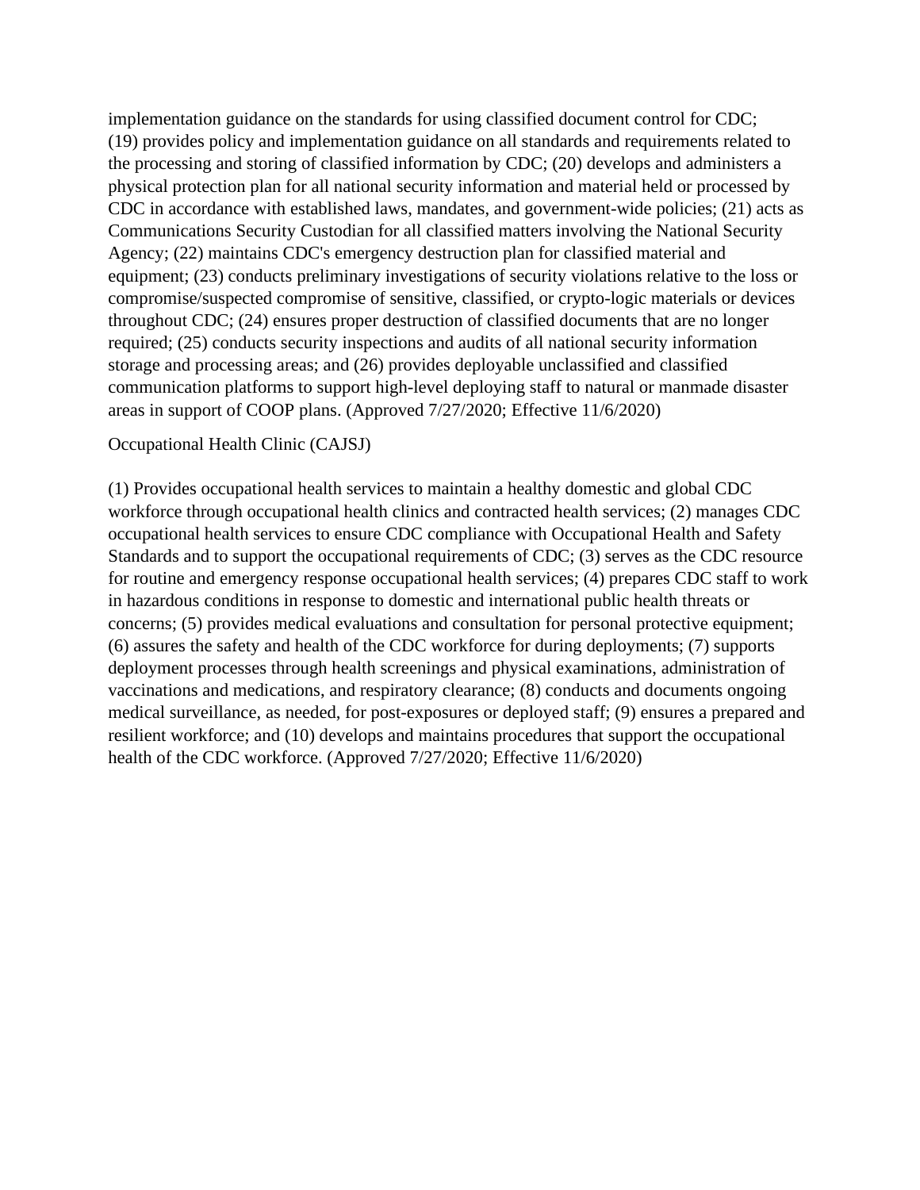implementation guidance on the standards for using classified document control for CDC; (19) provides policy and implementation guidance on all standards and requirements related to the processing and storing of classified information by CDC; (20) develops and administers a physical protection plan for all national security information and material held or processed by CDC in accordance with established laws, mandates, and government-wide policies; (21) acts as Communications Security Custodian for all classified matters involving the National Security Agency; (22) maintains CDC's emergency destruction plan for classified material and equipment; (23) conducts preliminary investigations of security violations relative to the loss or compromise/suspected compromise of sensitive, classified, or crypto-logic materials or devices throughout CDC; (24) ensures proper destruction of classified documents that are no longer required; (25) conducts security inspections and audits of all national security information storage and processing areas; and (26) provides deployable unclassified and classified communication platforms to support high-level deploying staff to natural or manmade disaster areas in support of COOP plans. (Approved 7/27/2020; Effective 11/6/2020)

Occupational Health Clinic (CAJSJ)

(1) Provides occupational health services to maintain a healthy domestic and global CDC workforce through occupational health clinics and contracted health services; (2) manages CDC occupational health services to ensure CDC compliance with Occupational Health and Safety Standards and to support the occupational requirements of CDC; (3) serves as the CDC resource for routine and emergency response occupational health services; (4) prepares CDC staff to work in hazardous conditions in response to domestic and international public health threats or concerns; (5) provides medical evaluations and consultation for personal protective equipment; (6) assures the safety and health of the CDC workforce for during deployments; (7) supports deployment processes through health screenings and physical examinations, administration of vaccinations and medications, and respiratory clearance; (8) conducts and documents ongoing medical surveillance, as needed, for post-exposures or deployed staff; (9) ensures a prepared and resilient workforce; and (10) develops and maintains procedures that support the occupational health of the CDC workforce. (Approved 7/27/2020; Effective 11/6/2020)